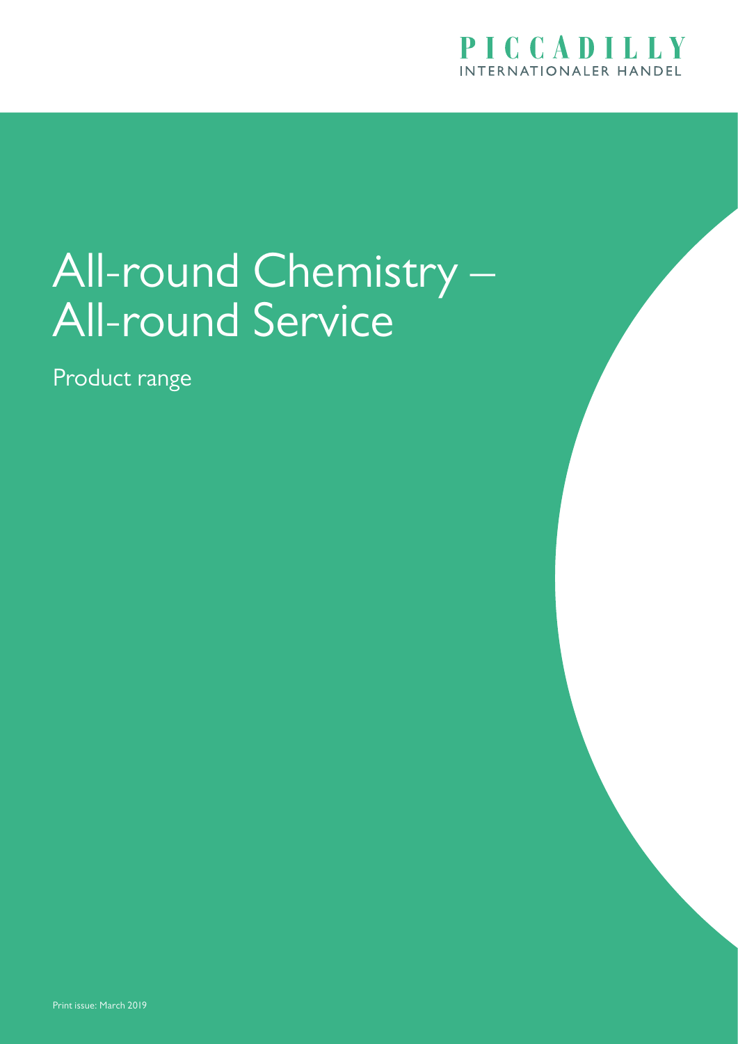PICCADILLY
INTERNATIONALER HANDEL

# All-round Chemistry – All-round Service

## Product range

Print issue: March 2019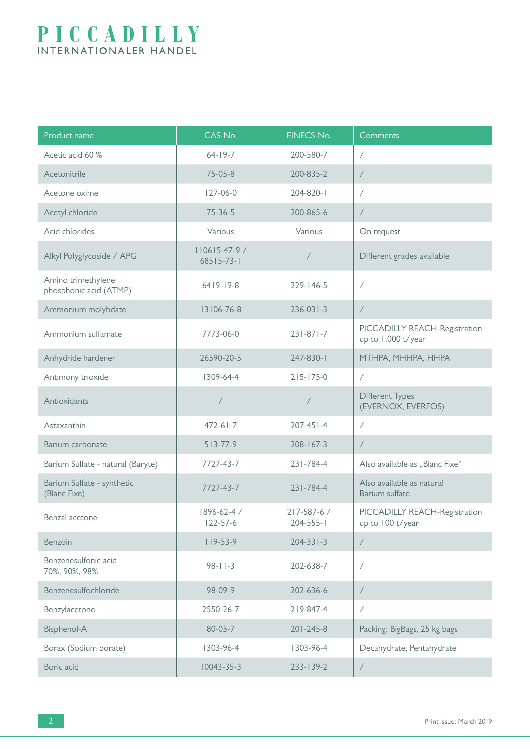# PICCADILLY
INTERNATIONALER HANDEL

| Product name | CAS-No. | EINECS-No. | Comments |
|---|---|---|---|
| Acetic acid 60 % | 64-19-7 | 200-580-7 | / |
| Acetonitrile | 75-05-8 | 200-835-2 | / |
| Acetone oxime | 127-06-0 | 204-820-1 | / |
| Acetyl chloride | 75-36-5 | 200-865-6 | / |
| Acid chlorides | Various | Various | On request |
| Alkyl Polyglycoside / APG | 110615-47-9 / 68515-73-1 | / | Different grades available |
| Amino trimethylene phosphonic acid (ATMP) | 6419-19-8 | 229-146-5 | / |
| Ammonium molybdate | 13106-76-8 | 236-031-3 | / |
| Ammonium sulfamate | 7773-06-0 | 231-871-7 | PICCADILLY REACH-Registration up to 1.000 t/year |
| Anhydride hardener | 26590-20-5 | 247-830-1 | MTHPA, MHHPA, HHPA |
| Antimony trioxide | 1309-64-4 | 215-175-0 | / |
| Antioxidants | / | / | Different Types (EVERNOX, EVERFOS) |
| Astaxanthin | 472-61-7 | 207-451-4 | / |
| Barium carbonate | 513-77-9 | 208-167-3 | / |
| Barium Sulfate - natural (Baryte) | 7727-43-7 | 231-784-4 | Also available as „Blanc Fixe" |
| Barium Sulfate - synthetic (Blanc Fixe) | 7727-43-7 | 231-784-4 | Also available as natural Barium sulfate |
| Benzal acetone | 1896-62-4 / 122-57-6 | 217-587-6 / 204-555-1 | PICCADILLY REACH-Registration up to 100 t/year |
| Benzoin | 119-53-9 | 204-331-3 | / |
| Benzenesulfonic acid 70%, 90%, 98% | 98-11-3 | 202-638-7 | / |
| Benzenesulfochloride | 98-09-9 | 202-636-6 | / |
| Benzylacetone | 2550-26-7 | 219-847-4 | / |
| Bisphenol-A | 80-05-7 | 201-245-8 | Packing: BigBags, 25 kg bags |
| Borax (Sodium borate) | 1303-96-4 | 1303-96-4 | Decahydrate, Pentahydrate |
| Boric acid | 10043-35-3 | 233-139-2 | / |

Print issue: March 2019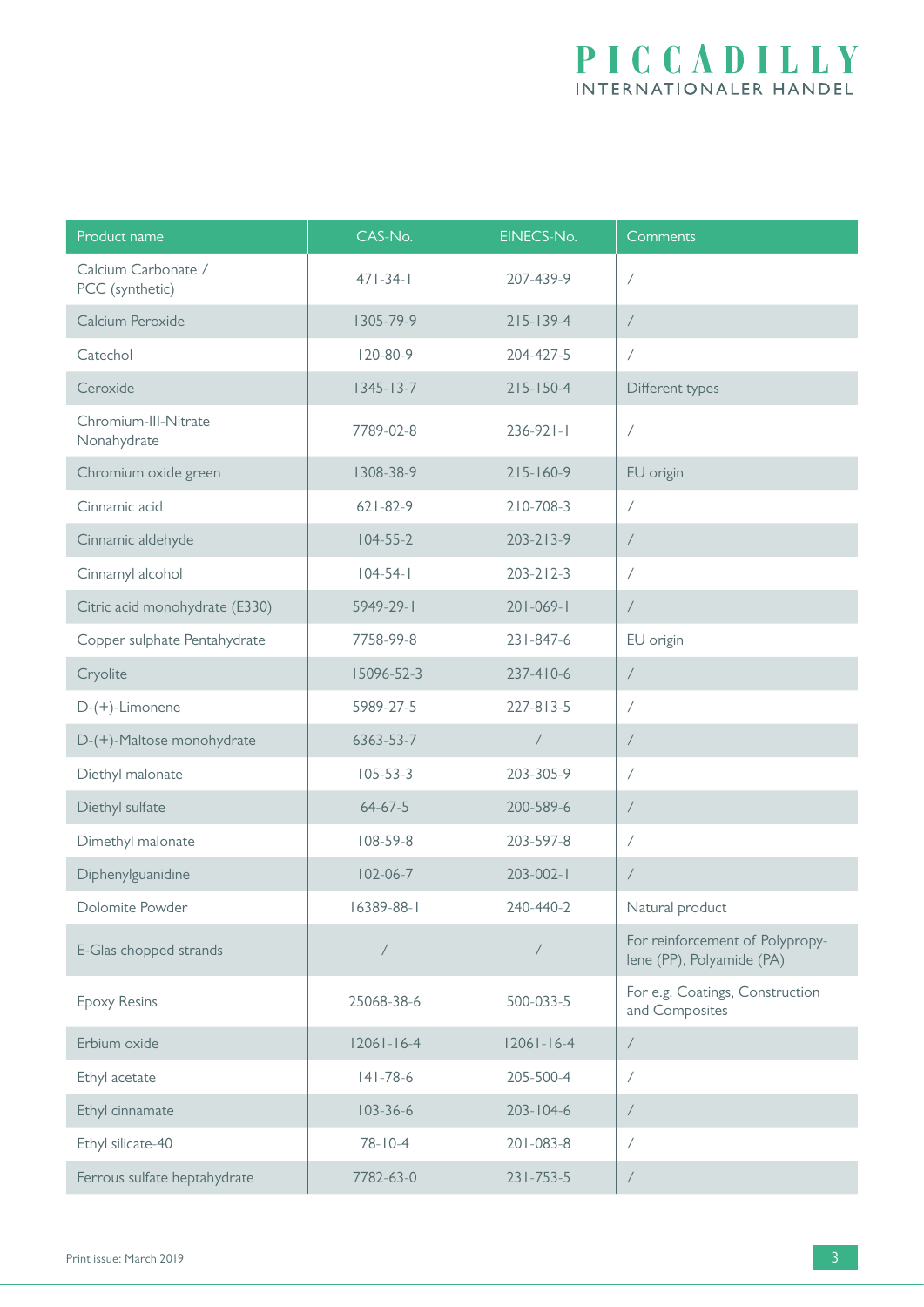| Product name | CAS-No. | EINECS-No. | Comments |
|---|---|---|---|
| Calcium Carbonate / PCC (synthetic) | 471-34-1 | 207-439-9 | / |
| Calcium Peroxide | 1305-79-9 | 215-139-4 | / |
| Catechol | 120-80-9 | 204-427-5 | / |
| Ceroxide | 1345-13-7 | 215-150-4 | Different types |
| Chromium-III-Nitrate Nonahydrate | 7789-02-8 | 236-921-1 | / |
| Chromium oxide green | 1308-38-9 | 215-160-9 | EU origin |
| Cinnamic acid | 621-82-9 | 210-708-3 | / |
| Cinnamic aldehyde | 104-55-2 | 203-213-9 | / |
| Cinnamyl alcohol | 104-54-1 | 203-212-3 | / |
| Citric acid monohydrate (E330) | 5949-29-1 | 201-069-1 | / |
| Copper sulphate Pentahydrate | 7758-99-8 | 231-847-6 | EU origin |
| Cryolite | 15096-52-3 | 237-410-6 | / |
| D-(+)-Limonene | 5989-27-5 | 227-813-5 | / |
| D-(+)-Maltose monohydrate | 6363-53-7 | / | / |
| Diethyl malonate | 105-53-3 | 203-305-9 | / |
| Diethyl sulfate | 64-67-5 | 200-589-6 | / |
| Dimethyl malonate | 108-59-8 | 203-597-8 | / |
| Diphenylguanidine | 102-06-7 | 203-002-1 | / |
| Dolomite Powder | 16389-88-1 | 240-440-2 | Natural product |
| E-Glas chopped strands | / | / | For reinforcement of Polypropylene (PP), Polyamide (PA) |
| Epoxy Resins | 25068-38-6 | 500-033-5 | For e.g. Coatings, Construction and Composites |
| Erbium oxide | 12061-16-4 | 12061-16-4 | / |
| Ethyl acetate | 141-78-6 | 205-500-4 | / |
| Ethyl cinnamate | 103-36-6 | 203-104-6 | / |
| Ethyl silicate-40 | 78-10-4 | 201-083-8 | / |
| Ferrous sulfate heptahydrate | 7782-63-0 | 231-753-5 | / |

Print issue: March 2019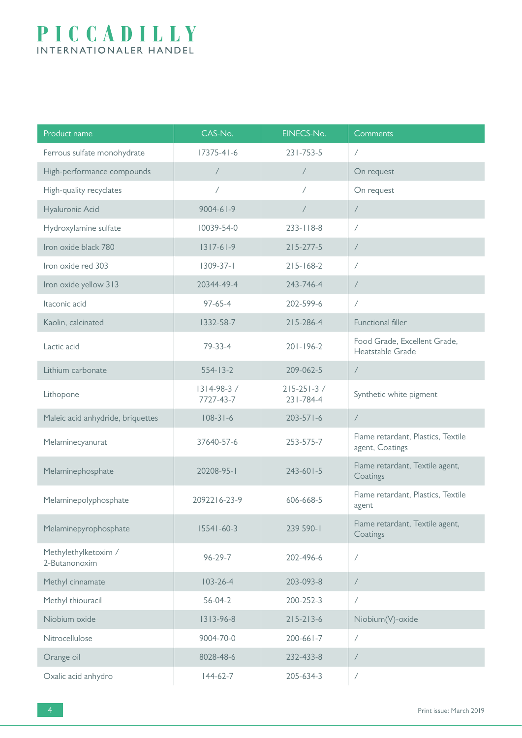# PICCADILLY
INTERNATIONALER HANDEL

| Product name | CAS-No. | EINECS-No. | Comments |
|---|---|---|---|
| Ferrous sulfate monohydrate | 17375-41-6 | 231-753-5 | / |
| High-performance compounds | / | / | On request |
| High-quality recyclates | / | / | On request |
| Hyaluronic Acid | 9004-61-9 | / | / |
| Hydroxylamine sulfate | 10039-54-0 | 233-118-8 | / |
| Iron oxide black 780 | 1317-61-9 | 215-277-5 | / |
| Iron oxide red 303 | 1309-37-1 | 215-168-2 | / |
| Iron oxide yellow 313 | 20344-49-4 | 243-746-4 | / |
| Itaconic acid | 97-65-4 | 202-599-6 | / |
| Kaolin, calcinated | 1332-58-7 | 215-286-4 | Functional filler |
| Lactic acid | 79-33-4 | 201-196-2 | Food Grade, Excellent Grade, Heatstable Grade |
| Lithium carbonate | 554-13-2 | 209-062-5 | / |
| Lithopone | 1314-98-3 / 7727-43-7 | 215-251-3 / 231-784-4 | Synthetic white pigment |
| Maleic acid anhydride, briquettes | 108-31-6 | 203-571-6 | / |
| Melaminecyanurat | 37640-57-6 | 253-575-7 | Flame retardant, Plastics, Textile agent, Coatings |
| Melaminephosphate | 20208-95-1 | 243-601-5 | Flame retardant, Textile agent, Coatings |
| Melaminepolyphosphate | 2092216-23-9 | 606-668-5 | Flame retardant, Plastics, Textile agent |
| Melaminepyrophosphate | 15541-60-3 | 239 590-1 | Flame retardant, Textile agent, Coatings |
| Methylethylketoxim / 2-Butanonoxim | 96-29-7 | 202-496-6 | / |
| Methyl cinnamate | 103-26-4 | 203-093-8 | / |
| Methyl thiouracil | 56-04-2 | 200-252-3 | / |
| Niobium oxide | 1313-96-8 | 215-213-6 | Niobium(V)-oxide |
| Nitrocellulose | 9004-70-0 | 200-661-7 | / |
| Orange oil | 8028-48-6 | 232-433-8 | / |
| Oxalic acid anhydro | 144-62-7 | 205-634-3 | / |

Print issue: March 2019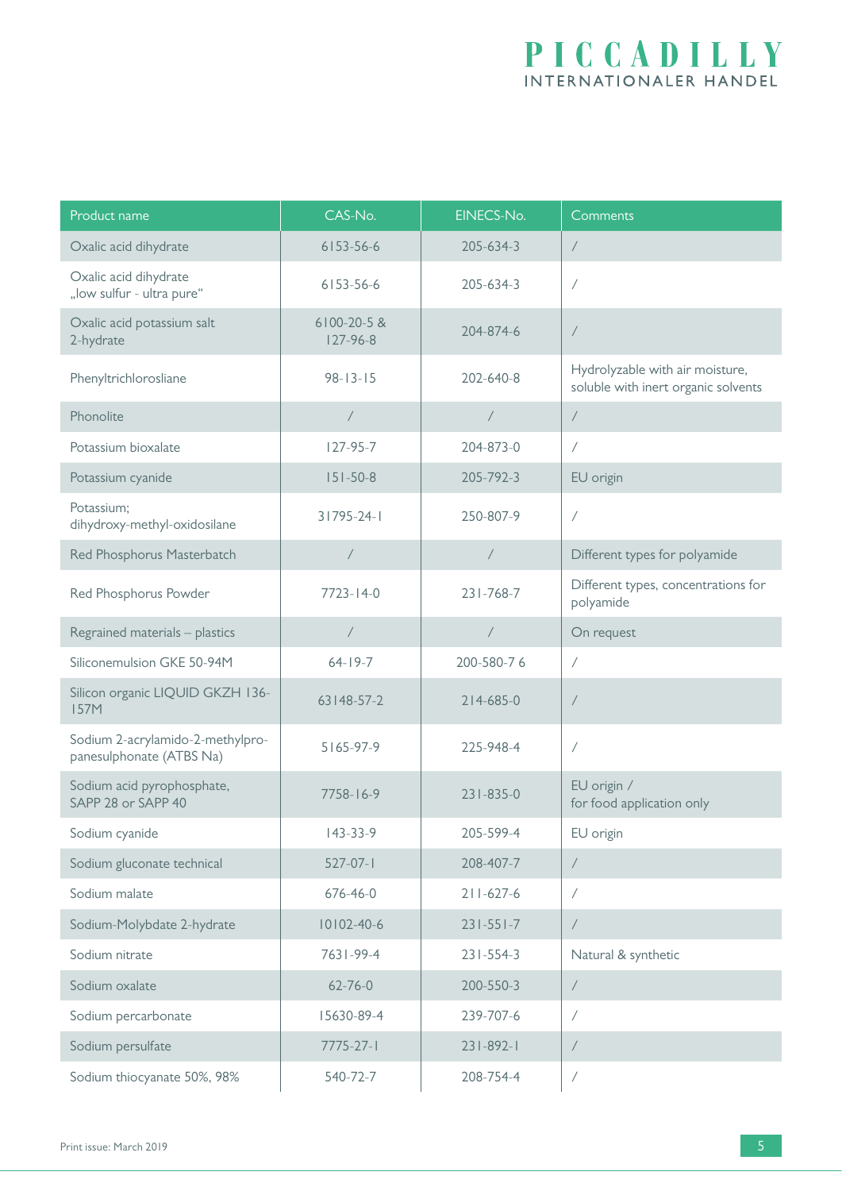| Product name | CAS-No. | EINECS-No. | Comments |
|---|---|---|---|
| Oxalic acid dihydrate | 6153-56-6 | 205-634-3 | / |
| Oxalic acid dihydrate „low sulfur - ultra pure“ | 6153-56-6 | 205-634-3 | / |
| Oxalic acid potassium salt 2-hydrate | 6100-20-5 & 127-96-8 | 204-874-6 | / |
| Phenyltrichlorosliane | 98-13-15 | 202-640-8 | Hydrolyzable with air moisture, soluble with inert organic solvents |
| Phonolite | / | / | / |
| Potassium bioxalate | 127-95-7 | 204-873-0 | / |
| Potassium cyanide | 151-50-8 | 205-792-3 | EU origin |
| Potassium; dihydroxy-methyl-oxidosilane | 31795-24-1 | 250-807-9 | / |
| Red Phosphorus Masterbatch | / | / | Different types for polyamide |
| Red Phosphorus Powder | 7723-14-0 | 231-768-7 | Different types, concentrations for polyamide |
| Regrained materials – plastics | / | / | On request |
| Siliconemulsion GKE 50-94M | 64-19-7 | 200-580-7 6 | / |
| Silicon organic LIQUID GKZH 136-157M | 63148-57-2 | 214-685-0 | / |
| Sodium 2-acrylamido-2-methylpro-panesulphonate (ATBS Na) | 5165-97-9 | 225-948-4 | / |
| Sodium acid pyrophosphate, SAPP 28 or SAPP 40 | 7758-16-9 | 231-835-0 | EU origin / for food application only |
| Sodium cyanide | 143-33-9 | 205-599-4 | EU origin |
| Sodium gluconate technical | 527-07-1 | 208-407-7 | / |
| Sodium malate | 676-46-0 | 211-627-6 | / |
| Sodium-Molybdate 2-hydrate | 10102-40-6 | 231-551-7 | / |
| Sodium nitrate | 7631-99-4 | 231-554-3 | Natural & synthetic |
| Sodium oxalate | 62-76-0 | 200-550-3 | / |
| Sodium percarbonate | 15630-89-4 | 239-707-6 | / |
| Sodium persulfate | 7775-27-1 | 231-892-1 | / |
| Sodium thiocyanate 50%, 98% | 540-72-7 | 208-754-4 | / |

Print issue: March 2019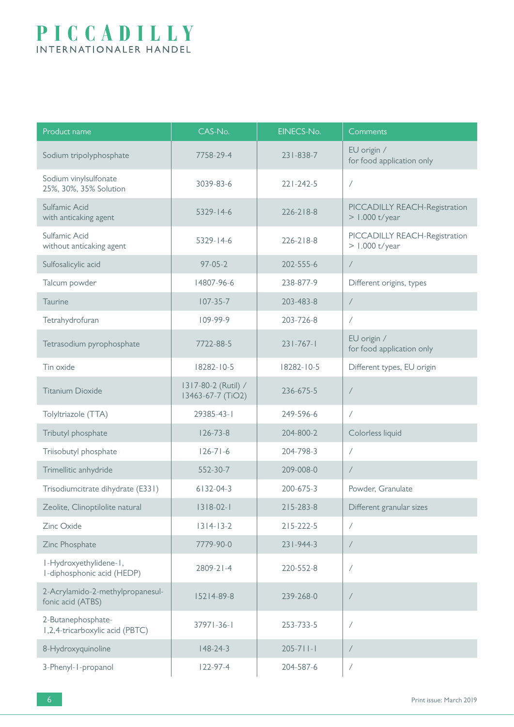# PICCADILLY
INTERNATIONALER HANDEL

| Product name | CAS-No. | EINECS-No. | Comments |
|---|---|---|---|
| Sodium tripolyphosphate | 7758-29-4 | 231-838-7 | EU origin / for food application only |
| Sodium vinylsulfonate 25%, 30%, 35% Solution | 3039-83-6 | 221-242-5 | / |
| Sulfamic Acid with anticaking agent | 5329-14-6 | 226-218-8 | PICCADILLY REACH-Registration > 1.000 t/year |
| Sulfamic Acid without anticaking agent | 5329-14-6 | 226-218-8 | PICCADILLY REACH-Registration > 1.000 t/year |
| Sulfosalicylic acid | 97-05-2 | 202-555-6 | / |
| Talcum powder | 14807-96-6 | 238-877-9 | Different origins, types |
| Taurine | 107-35-7 | 203-483-8 | / |
| Tetrahydrofuran | 109-99-9 | 203-726-8 | / |
| Tetrasodium pyrophosphate | 7722-88-5 | 231-767-1 | EU origin / for food application only |
| Tin oxide | 18282-10-5 | 18282-10-5 | Different types, EU origin |
| Titanium Dioxide | 1317-80-2 (Rutil) / 13463-67-7 (TiO2) | 236-675-5 | / |
| Tolyltriazole (TTA) | 29385-43-1 | 249-596-6 | / |
| Tributyl phosphate | 126-73-8 | 204-800-2 | Colorless liquid |
| Triisobutyl phosphate | 126-71-6 | 204-798-3 | / |
| Trimellitic anhydride | 552-30-7 | 209-008-0 | / |
| Trisodiumcitrate dihydrate (E331) | 6132-04-3 | 200-675-3 | Powder, Granulate |
| Zeolite, Clinoptilolite natural | 1318-02-1 | 215-283-8 | Different granular sizes |
| Zinc Oxide | 1314-13-2 | 215-222-5 | / |
| Zinc Phosphate | 7779-90-0 | 231-944-3 | / |
| 1-Hydroxyethylidene-1, 1-diphosphonic acid (HEDP) | 2809-21-4 | 220-552-8 | / |
| 2-Acrylamido-2-methylpropanesul-fonic acid (ATBS) | 15214-89-8 | 239-268-0 | / |
| 2-Butanephosphate-1,2,4-tricarboxylic acid (PBTC) | 37971-36-1 | 253-733-5 | / |
| 8-Hydroxyquinoline | 148-24-3 | 205-711-1 | / |
| 3-Phenyl-1-propanol | 122-97-4 | 204-587-6 | / |

Print issue: March 2019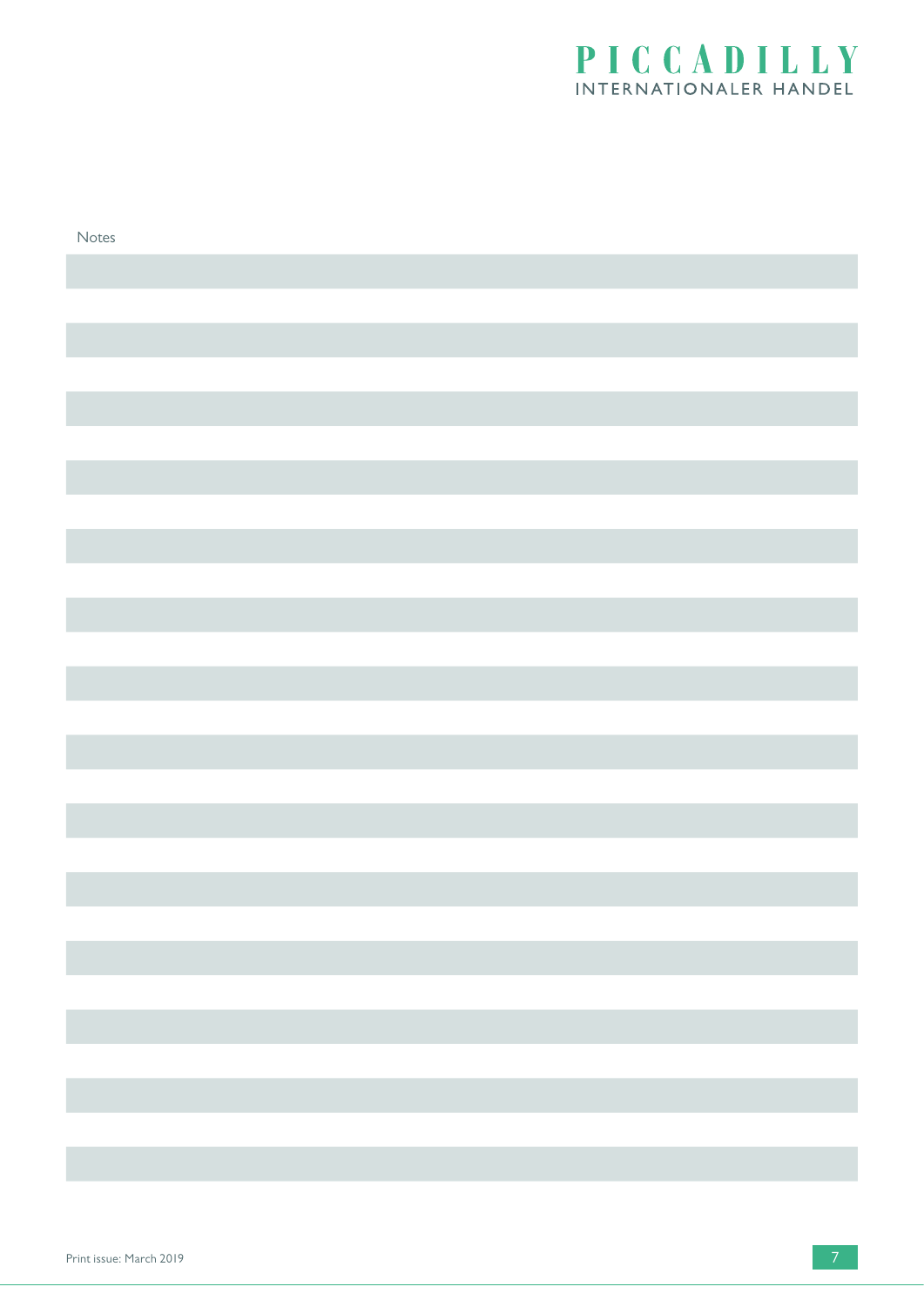Notes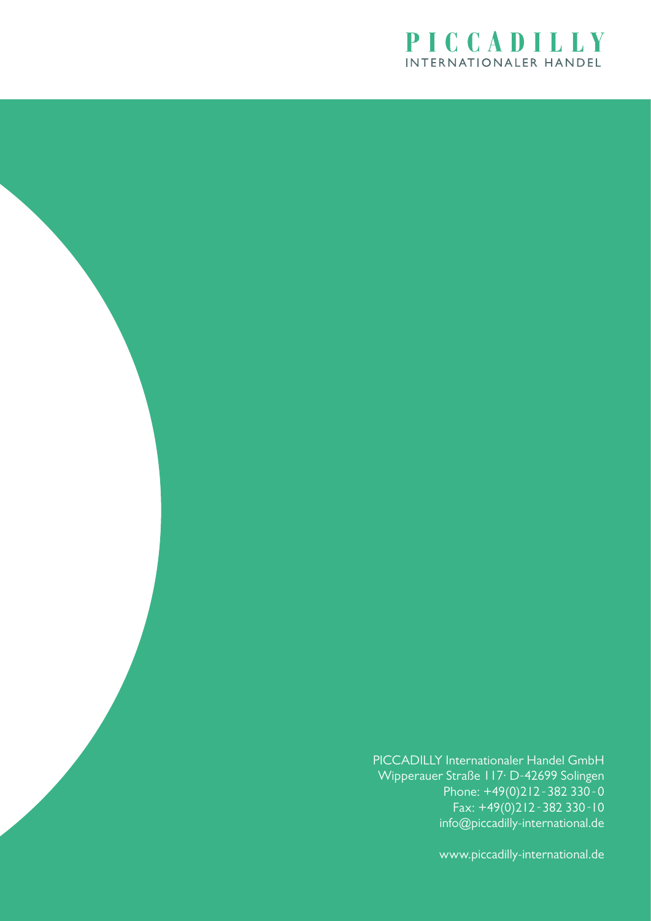PICCADILLY
INTERNATIONALER HANDEL

PICCADILLY Internationaler Handel GmbH
Wipperauer Straße 117· D-42699 Solingen
Phone: +49(0)212 - 382 330 - 0
Fax: +49(0)212 - 382 330 - 10
info@piccadilly-international.de

www.piccadilly-international.de